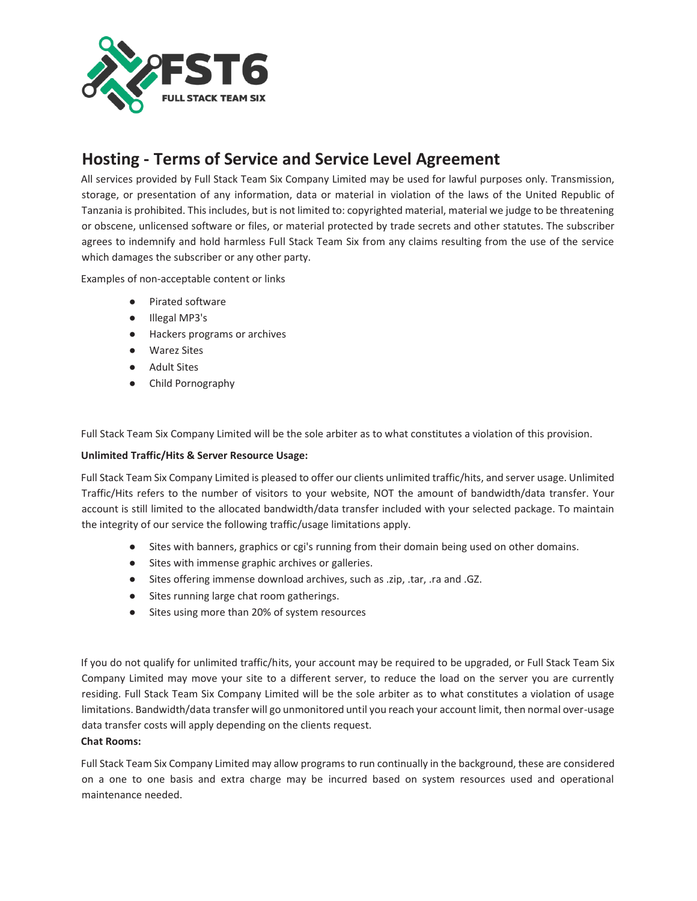FST6

FULL STACK TEAM SIX

# Hosting - Terms of Service and Service Level Agreement

All services provided by Full Stack Team Six Company Limited may be used for lawful purposes only. Transmission, storage, or presentation of any information, data or material in violation of the laws of the United Republic of Tanzania is prohibited. This includes, but is not limited to: copyrighted material, material we judge to be threatening or obscene, unlicensed software or files, or material protected by trade secrets and other statutes. The subscriber agrees to indemnify and hold harmless Full Stack Team Six from any claims resulting from the use of the service which damages the subscriber or any other party.

Examples of non-acceptable content or links

- Pirated software
- Illegal MP3's
- Hackers programs or archives
- Warez Sites
- Adult Sites
- Child Pornography

Full Stack Team Six Company Limited will be the sole arbiter as to what constitutes a violation of this provision.

**Unlimited Traffic/Hits & Server Resource Usage:**

Full Stack Team Six Company Limited is pleased to offer our clients unlimited traffic/hits, and server usage. Unlimited Traffic/Hits refers to the number of visitors to your website, NOT the amount of bandwidth/data transfer. Your account is still limited to the allocated bandwidth/data transfer included with your selected package. To maintain the integrity of our service the following traffic/usage limitations apply.

- Sites with banners, graphics or cgi's running from their domain being used on other domains.
- Sites with immense graphic archives or galleries.
- Sites offering immense download archives, such as .zip, .tar, .ra and .GZ.
- Sites running large chat room gatherings.
- Sites using more than 20% of system resources

If you do not qualify for unlimited traffic/hits, your account may be required to be upgraded, or Full Stack Team Six Company Limited may move your site to a different server, to reduce the load on the server you are currently residing. Full Stack Team Six Company Limited will be the sole arbiter as to what constitutes a violation of usage limitations. Bandwidth/data transfer will go unmonitored until you reach your account limit, then normal over-usage data transfer costs will apply depending on the clients request.

**Chat Rooms:**

Full Stack Team Six Company Limited may allow programs to run continually in the background, these are considered on a one to one basis and extra charge may be incurred based on system resources used and operational maintenance needed.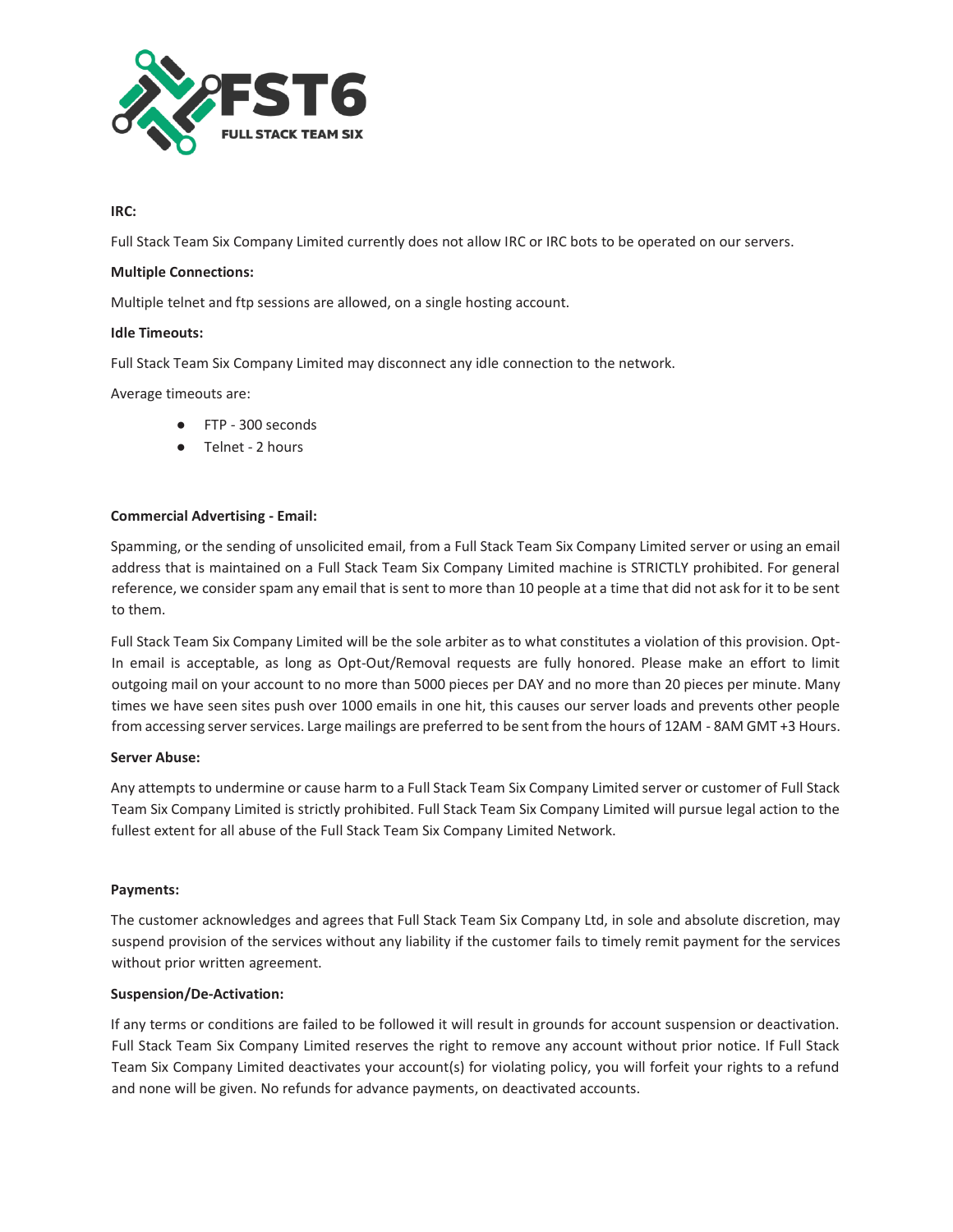**IRC:**

Full Stack Team Six Company Limited currently does not allow IRC or IRC bots to be operated on our servers.

**Multiple Connections:**

Multiple telnet and ftp sessions are allowed, on a single hosting account.

**Idle Timeouts:**

Full Stack Team Six Company Limited may disconnect any idle connection to the network.

Average timeouts are:

- FTP - 300 seconds
- Telnet - 2 hours

**Commercial Advertising - Email:**

Spamming, or the sending of unsolicited email, from a Full Stack Team Six Company Limited server or using an email address that is maintained on a Full Stack Team Six Company Limited machine is STRICTLY prohibited. For general reference, we consider spam any email that is sent to more than 10 people at a time that did not ask for it to be sent to them.

Full Stack Team Six Company Limited will be the sole arbiter as to what constitutes a violation of this provision. Opt-In email is acceptable, as long as Opt-Out/Removal requests are fully honored. Please make an effort to limit outgoing mail on your account to no more than 5000 pieces per DAY and no more than 20 pieces per minute. Many times we have seen sites push over 1000 emails in one hit, this causes our server loads and prevents other people from accessing server services. Large mailings are preferred to be sent from the hours of 12AM - 8AM GMT +3 Hours.

**Server Abuse:**

Any attempts to undermine or cause harm to a Full Stack Team Six Company Limited server or customer of Full Stack Team Six Company Limited is strictly prohibited. Full Stack Team Six Company Limited will pursue legal action to the fullest extent for all abuse of the Full Stack Team Six Company Limited Network.

**Payments:**

The customer acknowledges and agrees that Full Stack Team Six Company Ltd, in sole and absolute discretion, may suspend provision of the services without any liability if the customer fails to timely remit payment for the services without prior written agreement.

**Suspension/De-Activation:**

If any terms or conditions are failed to be followed it will result in grounds for account suspension or deactivation. Full Stack Team Six Company Limited reserves the right to remove any account without prior notice. If Full Stack Team Six Company Limited deactivates your account(s) for violating policy, you will forfeit your rights to a refund and none will be given. No refunds for advance payments, on deactivated accounts.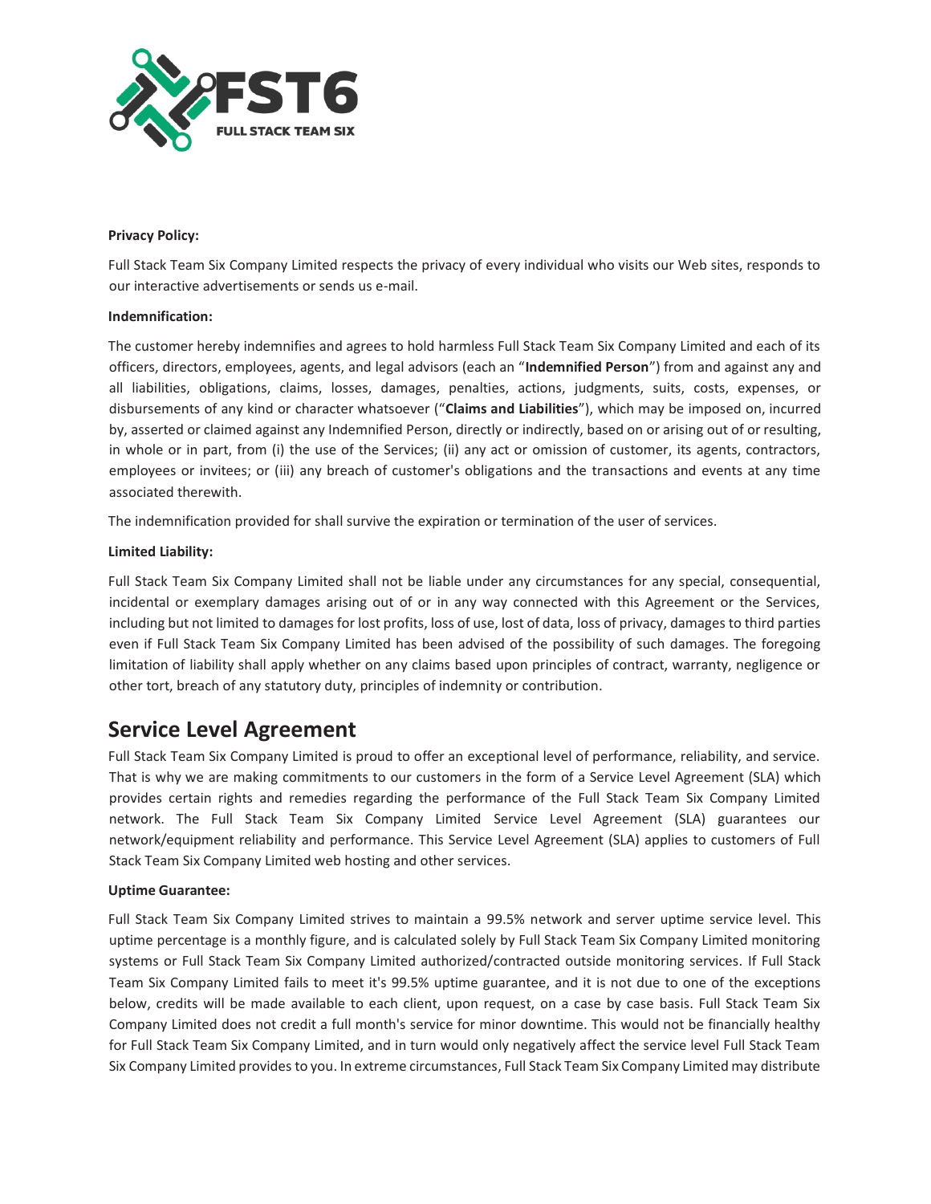**Privacy Policy:**

Full Stack Team Six Company Limited respects the privacy of every individual who visits our Web sites, responds to our interactive advertisements or sends us e-mail.

**Indemnification:**

The customer hereby indemnifies and agrees to hold harmless Full Stack Team Six Company Limited and each of its officers, directors, employees, agents, and legal advisors (each an "**Indemnified Person**") from and against any and all liabilities, obligations, claims, losses, damages, penalties, actions, judgments, suits, costs, expenses, or disbursements of any kind or character whatsoever ("**Claims and Liabilities**"), which may be imposed on, incurred by, asserted or claimed against any Indemnified Person, directly or indirectly, based on or arising out of or resulting, in whole or in part, from (i) the use of the Services; (ii) any act or omission of customer, its agents, contractors, employees or invitees; or (iii) any breach of customer's obligations and the transactions and events at any time associated therewith.

The indemnification provided for shall survive the expiration or termination of the user of services.

**Limited Liability:**

Full Stack Team Six Company Limited shall not be liable under any circumstances for any special, consequential, incidental or exemplary damages arising out of or in any way connected with this Agreement or the Services, including but not limited to damages for lost profits, loss of use, lost of data, loss of privacy, damages to third parties even if Full Stack Team Six Company Limited has been advised of the possibility of such damages. The foregoing limitation of liability shall apply whether on any claims based upon principles of contract, warranty, negligence or other tort, breach of any statutory duty, principles of indemnity or contribution.

## Service Level Agreement

Full Stack Team Six Company Limited is proud to offer an exceptional level of performance, reliability, and service. That is why we are making commitments to our customers in the form of a Service Level Agreement (SLA) which provides certain rights and remedies regarding the performance of the Full Stack Team Six Company Limited network. The Full Stack Team Six Company Limited Service Level Agreement (SLA) guarantees our network/equipment reliability and performance. This Service Level Agreement (SLA) applies to customers of Full Stack Team Six Company Limited web hosting and other services.

**Uptime Guarantee:**

Full Stack Team Six Company Limited strives to maintain a 99.5% network and server uptime service level. This uptime percentage is a monthly figure, and is calculated solely by Full Stack Team Six Company Limited monitoring systems or Full Stack Team Six Company Limited authorized/contracted outside monitoring services. If Full Stack Team Six Company Limited fails to meet it's 99.5% uptime guarantee, and it is not due to one of the exceptions below, credits will be made available to each client, upon request, on a case by case basis. Full Stack Team Six Company Limited does not credit a full month's service for minor downtime. This would not be financially healthy for Full Stack Team Six Company Limited, and in turn would only negatively affect the service level Full Stack Team Six Company Limited provides to you. In extreme circumstances, Full Stack Team Six Company Limited may distribute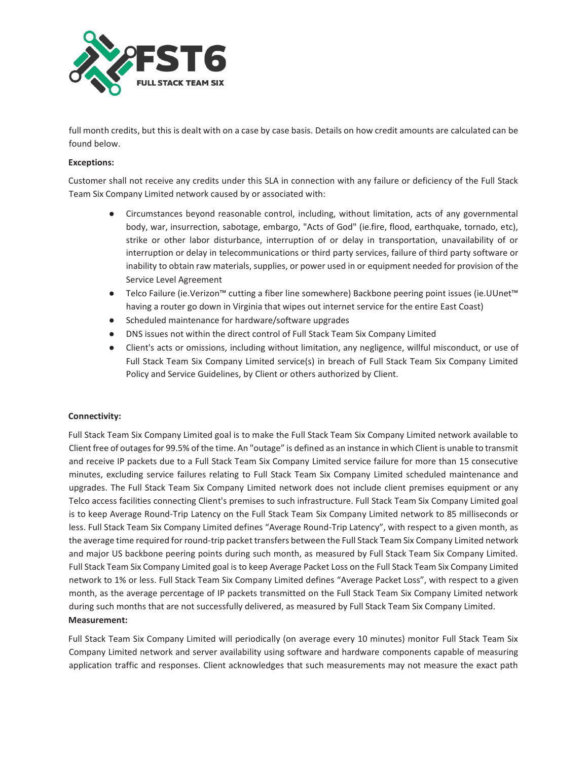full month credits, but this is dealt with on a case by case basis. Details on how credit amounts are calculated can be found below.

**Exceptions:**

Customer shall not receive any credits under this SLA in connection with any failure or deficiency of the Full Stack Team Six Company Limited network caused by or associated with:

- Circumstances beyond reasonable control, including, without limitation, acts of any governmental body, war, insurrection, sabotage, embargo, "Acts of God" (ie.fire, flood, earthquake, tornado, etc), strike or other labor disturbance, interruption of or delay in transportation, unavailability of or interruption or delay in telecommunications or third party services, failure of third party software or inability to obtain raw materials, supplies, or power used in or equipment needed for provision of the Service Level Agreement
- Telco Failure (ie.Verizon™ cutting a fiber line somewhere) Backbone peering point issues (ie.UUnet™ having a router go down in Virginia that wipes out internet service for the entire East Coast)
- Scheduled maintenance for hardware/software upgrades
- DNS issues not within the direct control of Full Stack Team Six Company Limited
- Client's acts or omissions, including without limitation, any negligence, willful misconduct, or use of Full Stack Team Six Company Limited service(s) in breach of Full Stack Team Six Company Limited Policy and Service Guidelines, by Client or others authorized by Client.

**Connectivity:**

Full Stack Team Six Company Limited goal is to make the Full Stack Team Six Company Limited network available to Client free of outages for 99.5% of the time. An "outage" is defined as an instance in which Client is unable to transmit and receive IP packets due to a Full Stack Team Six Company Limited service failure for more than 15 consecutive minutes, excluding service failures relating to Full Stack Team Six Company Limited scheduled maintenance and upgrades. The Full Stack Team Six Company Limited network does not include client premises equipment or any Telco access facilities connecting Client's premises to such infrastructure. Full Stack Team Six Company Limited goal is to keep Average Round-Trip Latency on the Full Stack Team Six Company Limited network to 85 milliseconds or less. Full Stack Team Six Company Limited defines "Average Round-Trip Latency", with respect to a given month, as the average time required for round-trip packet transfers between the Full Stack Team Six Company Limited network and major US backbone peering points during such month, as measured by Full Stack Team Six Company Limited. Full Stack Team Six Company Limited goal is to keep Average Packet Loss on the Full Stack Team Six Company Limited network to 1% or less. Full Stack Team Six Company Limited defines "Average Packet Loss", with respect to a given month, as the average percentage of IP packets transmitted on the Full Stack Team Six Company Limited network during such months that are not successfully delivered, as measured by Full Stack Team Six Company Limited.

**Measurement:**

Full Stack Team Six Company Limited will periodically (on average every 10 minutes) monitor Full Stack Team Six Company Limited network and server availability using software and hardware components capable of measuring application traffic and responses. Client acknowledges that such measurements may not measure the exact path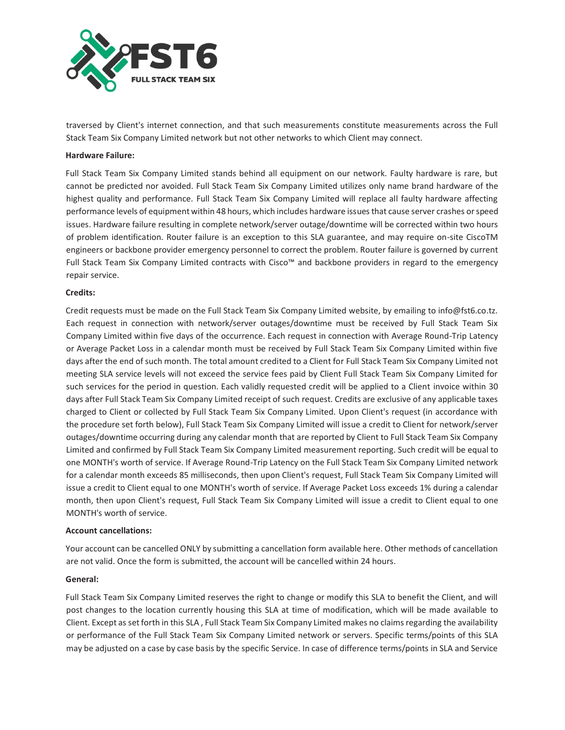traversed by Client's internet connection, and that such measurements constitute measurements across the Full Stack Team Six Company Limited network but not other networks to which Client may connect.

**Hardware Failure:**

Full Stack Team Six Company Limited stands behind all equipment on our network. Faulty hardware is rare, but cannot be predicted nor avoided. Full Stack Team Six Company Limited utilizes only name brand hardware of the highest quality and performance. Full Stack Team Six Company Limited will replace all faulty hardware affecting performance levels of equipment within 48 hours, which includes hardware issues that cause server crashes or speed issues. Hardware failure resulting in complete network/server outage/downtime will be corrected within two hours of problem identification. Router failure is an exception to this SLA guarantee, and may require on-site CiscoTM engineers or backbone provider emergency personnel to correct the problem. Router failure is governed by current Full Stack Team Six Company Limited contracts with Cisco™ and backbone providers in regard to the emergency repair service.

**Credits:**

Credit requests must be made on the Full Stack Team Six Company Limited website, by emailing to info@fst6.co.tz. Each request in connection with network/server outages/downtime must be received by Full Stack Team Six Company Limited within five days of the occurrence. Each request in connection with Average Round-Trip Latency or Average Packet Loss in a calendar month must be received by Full Stack Team Six Company Limited within five days after the end of such month. The total amount credited to a Client for Full Stack Team Six Company Limited not meeting SLA service levels will not exceed the service fees paid by Client Full Stack Team Six Company Limited for such services for the period in question. Each validly requested credit will be applied to a Client invoice within 30 days after Full Stack Team Six Company Limited receipt of such request. Credits are exclusive of any applicable taxes charged to Client or collected by Full Stack Team Six Company Limited. Upon Client's request (in accordance with the procedure set forth below), Full Stack Team Six Company Limited will issue a credit to Client for network/server outages/downtime occurring during any calendar month that are reported by Client to Full Stack Team Six Company Limited and confirmed by Full Stack Team Six Company Limited measurement reporting. Such credit will be equal to one MONTH's worth of service. If Average Round-Trip Latency on the Full Stack Team Six Company Limited network for a calendar month exceeds 85 milliseconds, then upon Client's request, Full Stack Team Six Company Limited will issue a credit to Client equal to one MONTH's worth of service. If Average Packet Loss exceeds 1% during a calendar month, then upon Client's request, Full Stack Team Six Company Limited will issue a credit to Client equal to one MONTH's worth of service.

**Account cancellations:**

Your account can be cancelled ONLY by submitting a cancellation form available here. Other methods of cancellation are not valid. Once the form is submitted, the account will be cancelled within 24 hours.

**General:**

Full Stack Team Six Company Limited reserves the right to change or modify this SLA to benefit the Client, and will post changes to the location currently housing this SLA at time of modification, which will be made available to Client. Except as set forth in this SLA , Full Stack Team Six Company Limited makes no claims regarding the availability or performance of the Full Stack Team Six Company Limited network or servers. Specific terms/points of this SLA may be adjusted on a case by case basis by the specific Service. In case of difference terms/points in SLA and Service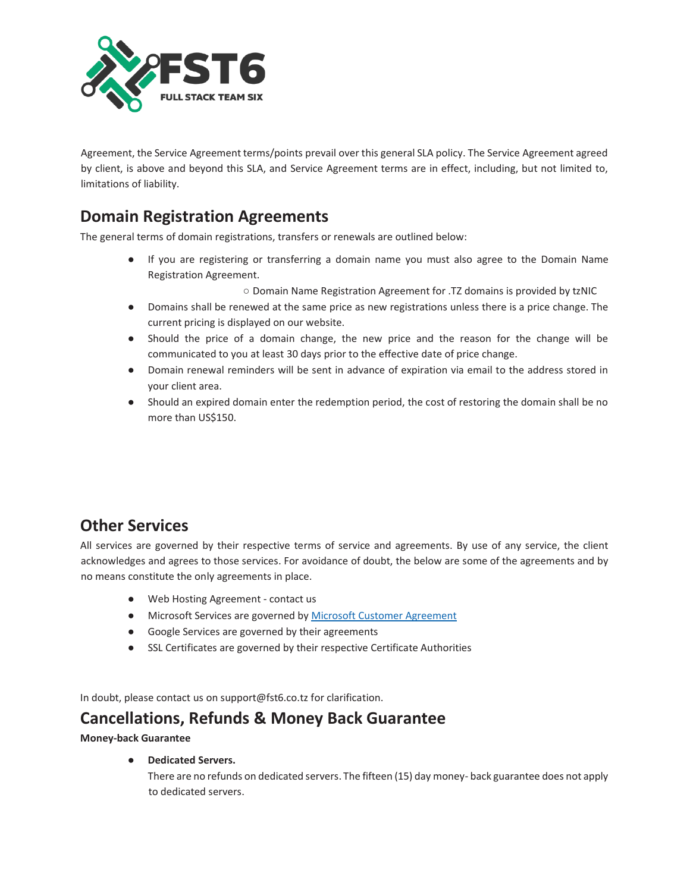Agreement, the Service Agreement terms/points prevail over this general SLA policy. The Service Agreement agreed by client, is above and beyond this SLA, and Service Agreement terms are in effect, including, but not limited to, limitations of liability.

## Domain Registration Agreements

The general terms of domain registrations, transfers or renewals are outlined below:

- If you are registering or transferring a domain name you must also agree to the Domain Name Registration Agreement.
  - Domain Name Registration Agreement for .TZ domains is provided by tzNIC
- Domains shall be renewed at the same price as new registrations unless there is a price change. The current pricing is displayed on our website.
- Should the price of a domain change, the new price and the reason for the change will be communicated to you at least 30 days prior to the effective date of price change.
- Domain renewal reminders will be sent in advance of expiration via email to the address stored in your client area.
- Should an expired domain enter the redemption period, the cost of restoring the domain shall be no more than US$150.

## Other Services

All services are governed by their respective terms of service and agreements. By use of any service, the client acknowledges and agrees to those services. For avoidance of doubt, the below are some of the agreements and by no means constitute the only agreements in place.

- Web Hosting Agreement - contact us
- Microsoft Services are governed by Microsoft Customer Agreement
- Google Services are governed by their agreements
- SSL Certificates are governed by their respective Certificate Authorities

In doubt, please contact us on support@fst6.co.tz for clarification.

## Cancellations, Refunds & Money Back Guarantee

**Money-back Guarantee**

- **Dedicated Servers.**
  There are no refunds on dedicated servers. The fifteen (15) day money- back guarantee does not apply to dedicated servers.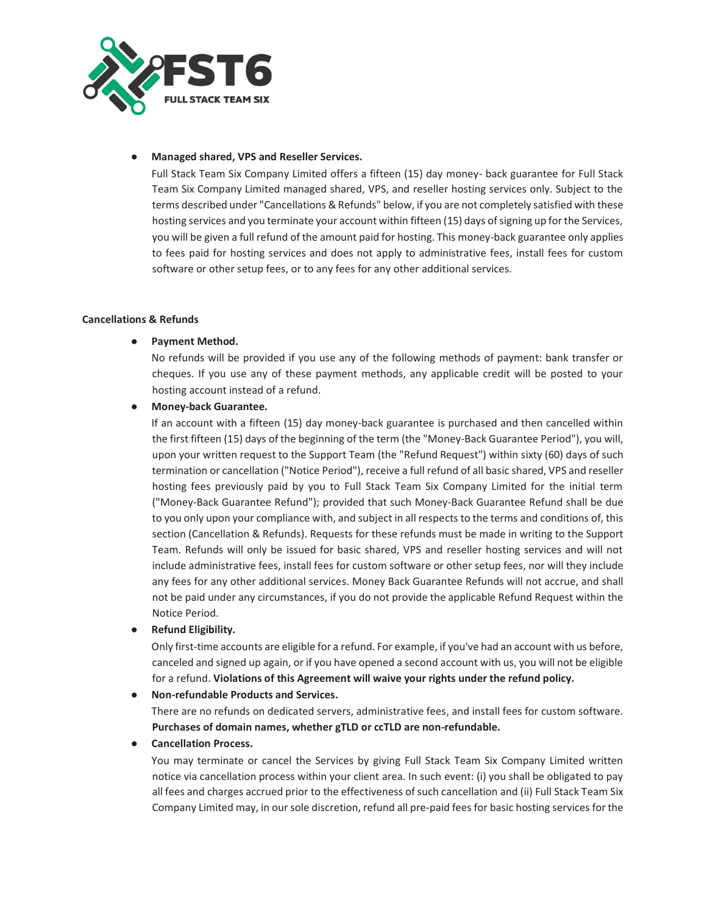- **Managed shared, VPS and Reseller Services.**
  Full Stack Team Six Company Limited offers a fifteen (15) day money- back guarantee for Full Stack Team Six Company Limited managed shared, VPS, and reseller hosting services only. Subject to the terms described under "Cancellations & Refunds" below, if you are not completely satisfied with these hosting services and you terminate your account within fifteen (15) days of signing up for the Services, you will be given a full refund of the amount paid for hosting. This money-back guarantee only applies to fees paid for hosting services and does not apply to administrative fees, install fees for custom software or other setup fees, or to any fees for any other additional services.

**Cancellations & Refunds**

- **Payment Method.**
  No refunds will be provided if you use any of the following methods of payment: bank transfer or cheques. If you use any of these payment methods, any applicable credit will be posted to your hosting account instead of a refund.
- **Money-back Guarantee.**
  If an account with a fifteen (15) day money-back guarantee is purchased and then cancelled within the first fifteen (15) days of the beginning of the term (the "Money-Back Guarantee Period"), you will, upon your written request to the Support Team (the "Refund Request") within sixty (60) days of such termination or cancellation ("Notice Period"), receive a full refund of all basic shared, VPS and reseller hosting fees previously paid by you to Full Stack Team Six Company Limited for the initial term ("Money-Back Guarantee Refund"); provided that such Money-Back Guarantee Refund shall be due to you only upon your compliance with, and subject in all respects to the terms and conditions of, this section (Cancellation & Refunds). Requests for these refunds must be made in writing to the Support Team. Refunds will only be issued for basic shared, VPS and reseller hosting services and will not include administrative fees, install fees for custom software or other setup fees, nor will they include any fees for any other additional services. Money Back Guarantee Refunds will not accrue, and shall not be paid under any circumstances, if you do not provide the applicable Refund Request within the Notice Period.
- **Refund Eligibility.**
  Only first-time accounts are eligible for a refund. For example, if you've had an account with us before, canceled and signed up again, or if you have opened a second account with us, you will not be eligible for a refund. **Violations of this Agreement will waive your rights under the refund policy.**
- **Non-refundable Products and Services.**
  There are no refunds on dedicated servers, administrative fees, and install fees for custom software. **Purchases of domain names, whether gTLD or ccTLD are non-refundable.**
- **Cancellation Process.**
  You may terminate or cancel the Services by giving Full Stack Team Six Company Limited written notice via cancellation process within your client area. In such event: (i) you shall be obligated to pay all fees and charges accrued prior to the effectiveness of such cancellation and (ii) Full Stack Team Six Company Limited may, in our sole discretion, refund all pre-paid fees for basic hosting services for the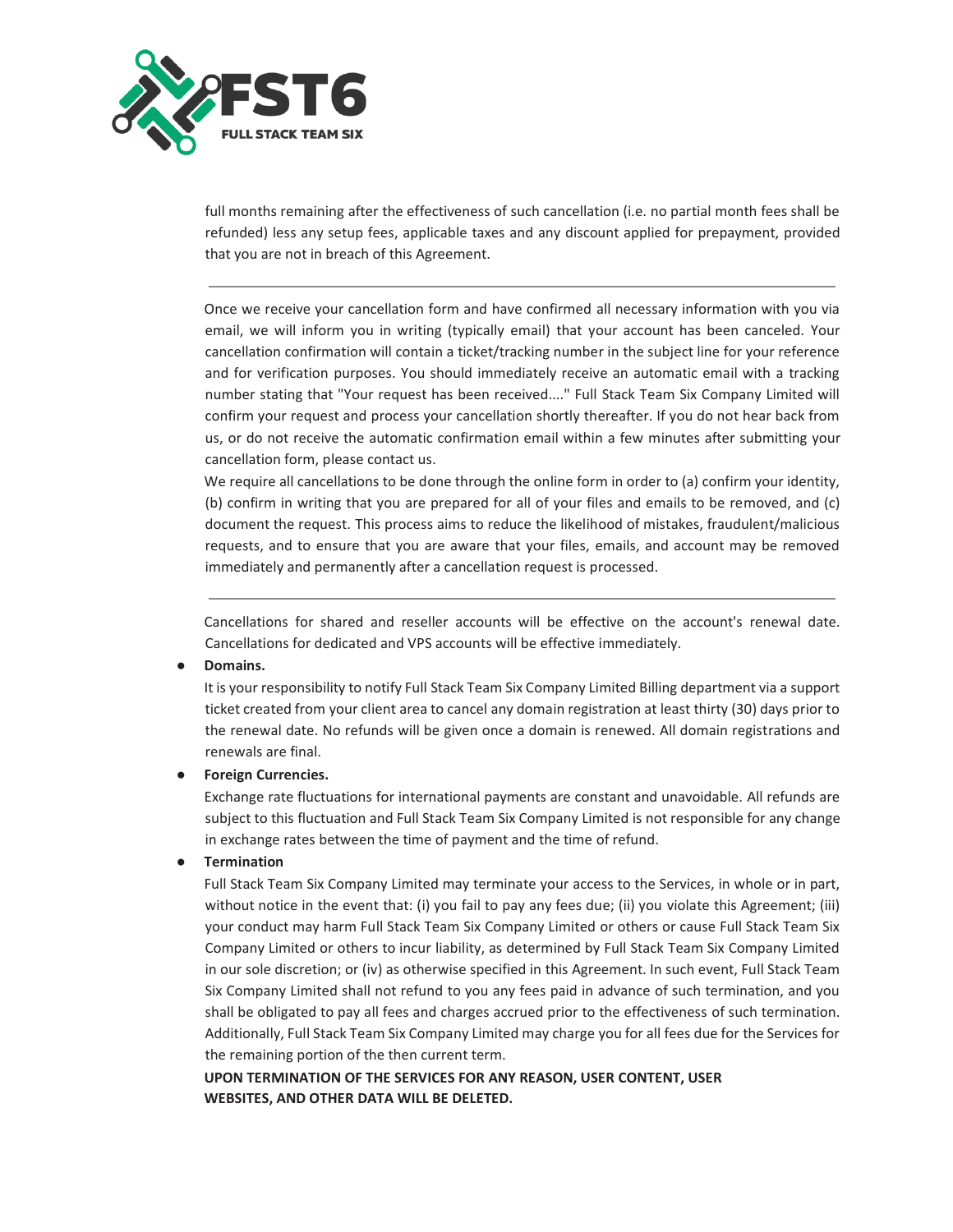full months remaining after the effectiveness of such cancellation (i.e. no partial month fees shall be refunded) less any setup fees, applicable taxes and any discount applied for prepayment, provided that you are not in breach of this Agreement.

---

Once we receive your cancellation form and have confirmed all necessary information with you via email, we will inform you in writing (typically email) that your account has been canceled. Your cancellation confirmation will contain a ticket/tracking number in the subject line for your reference and for verification purposes. You should immediately receive an automatic email with a tracking number stating that "Your request has been received...." Full Stack Team Six Company Limited will confirm your request and process your cancellation shortly thereafter. If you do not hear back from us, or do not receive the automatic confirmation email within a few minutes after submitting your cancellation form, please contact us.

We require all cancellations to be done through the online form in order to (a) confirm your identity, (b) confirm in writing that you are prepared for all of your files and emails to be removed, and (c) document the request. This process aims to reduce the likelihood of mistakes, fraudulent/malicious requests, and to ensure that you are aware that your files, emails, and account may be removed immediately and permanently after a cancellation request is processed.

---

Cancellations for shared and reseller accounts will be effective on the account's renewal date. Cancellations for dedicated and VPS accounts will be effective immediately.

- **Domains.**
  It is your responsibility to notify Full Stack Team Six Company Limited Billing department via a support ticket created from your client area to cancel any domain registration at least thirty (30) days prior to the renewal date. No refunds will be given once a domain is renewed. All domain registrations and renewals are final.
- **Foreign Currencies.**
  Exchange rate fluctuations for international payments are constant and unavoidable. All refunds are subject to this fluctuation and Full Stack Team Six Company Limited is not responsible for any change in exchange rates between the time of payment and the time of refund.
- **Termination**
  Full Stack Team Six Company Limited may terminate your access to the Services, in whole or in part, without notice in the event that: (i) you fail to pay any fees due; (ii) you violate this Agreement; (iii) your conduct may harm Full Stack Team Six Company Limited or others or cause Full Stack Team Six Company Limited or others to incur liability, as determined by Full Stack Team Six Company Limited in our sole discretion; or (iv) as otherwise specified in this Agreement. In such event, Full Stack Team Six Company Limited shall not refund to you any fees paid in advance of such termination, and you shall be obligated to pay all fees and charges accrued prior to the effectiveness of such termination. Additionally, Full Stack Team Six Company Limited may charge you for all fees due for the Services for the remaining portion of the then current term.

  **UPON TERMINATION OF THE SERVICES FOR ANY REASON, USER CONTENT, USER WEBSITES, AND OTHER DATA WILL BE DELETED.**